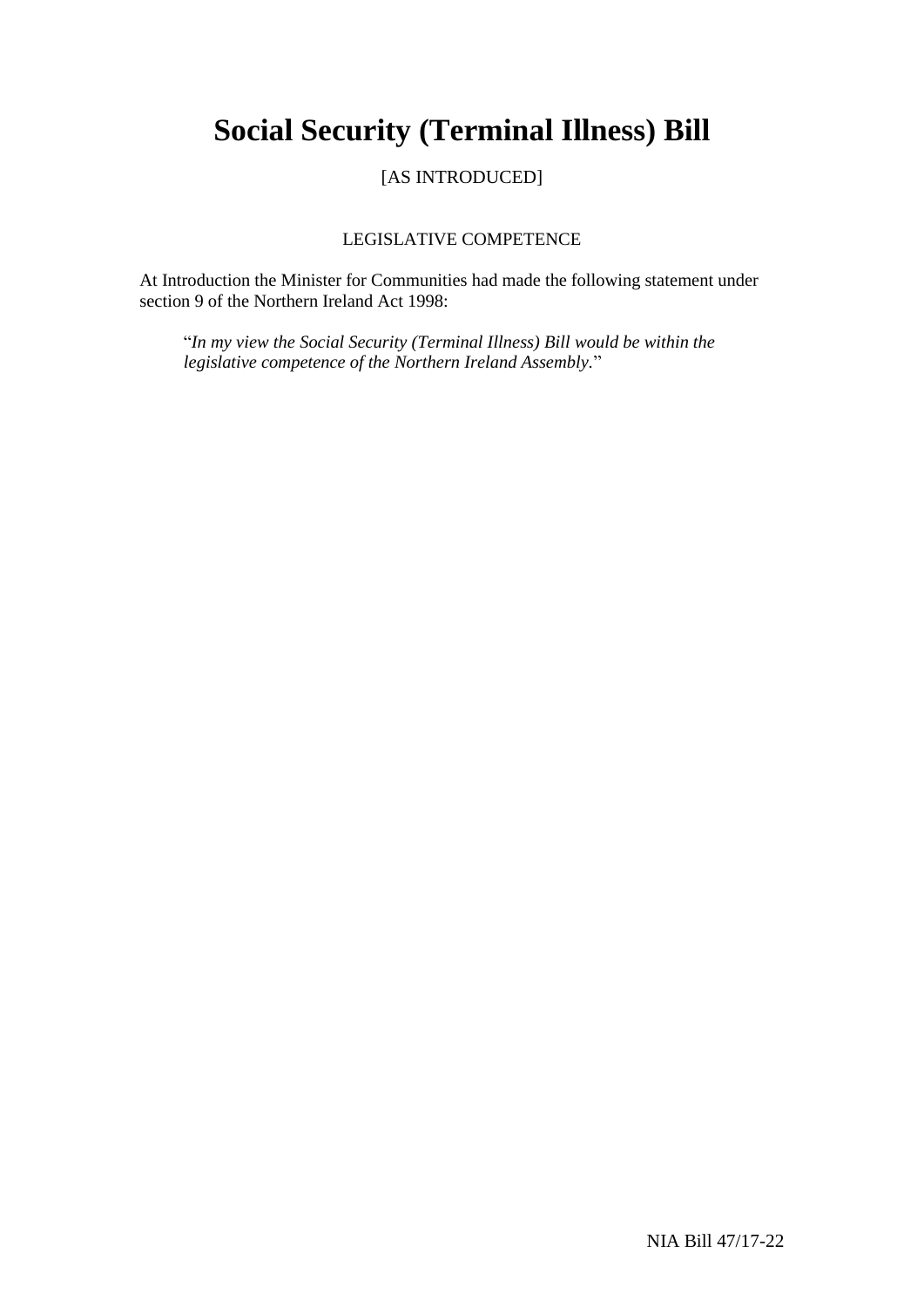# Social Security (Terminal Illness) Bill

[AS INTRODUCED]

LEGISLATIVE COMPETENCE

At Introduction the Minister for Communities had made the following statement under section 9 of the Northern Ireland Act 1998:

> "*In my view the Social Security (Terminal Illness) Bill would be within the legislative competence of the Northern Ireland Assembly.*"

NIA Bill 47/17-22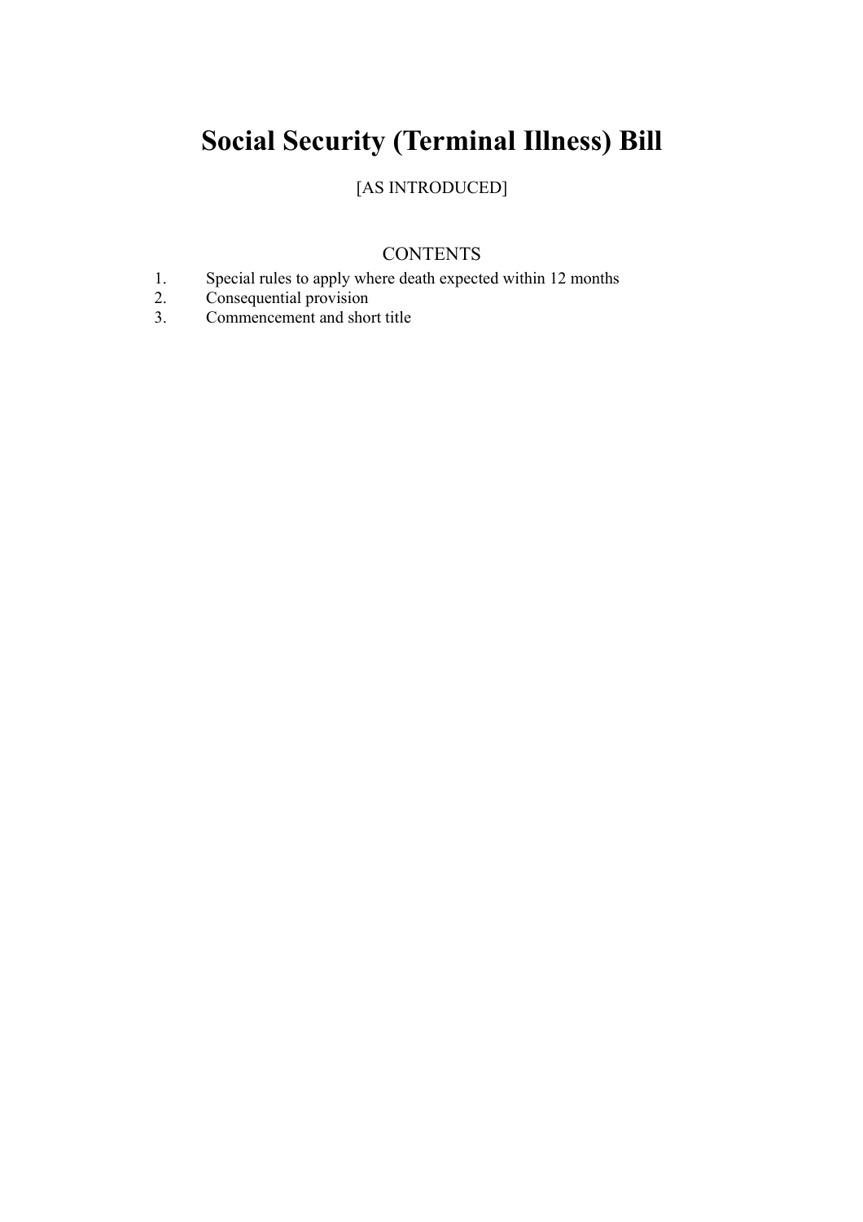# Social Security (Terminal Illness) Bill

[AS INTRODUCED]

CONTENTS

1. Special rules to apply where death expected within 12 months
2. Consequential provision
3. Commencement and short title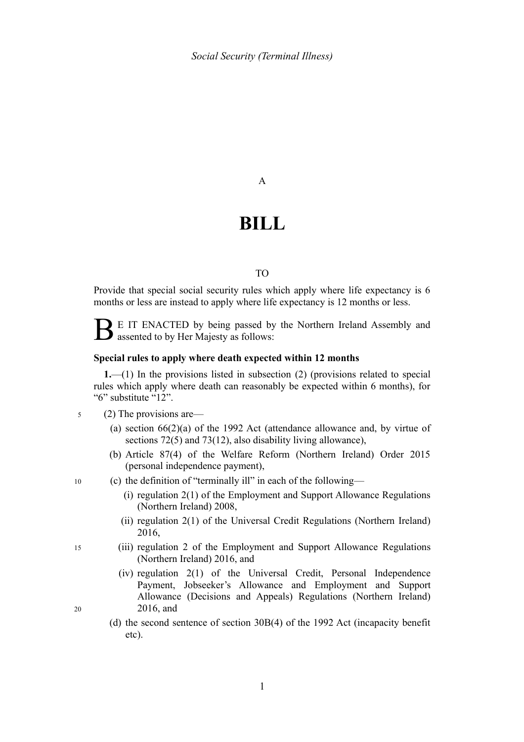A

# BILL

TO

Provide that special social security rules which apply where life expectancy is 6 months or less are instead to apply where life expectancy is 12 months or less.

BE IT ENACTED by being passed by the Northern Ireland Assembly and assented to by Her Majesty as follows:

**Special rules to apply where death expected within 12 months**

**1.**—(1) In the provisions listed in subsection (2) (provisions related to special rules which apply where death can reasonably be expected within 6 months), for "6" substitute "12".

(2) The provisions are—

(a) section 66(2)(a) of the 1992 Act (attendance allowance and, by virtue of sections 72(5) and 73(12), also disability living allowance),

(b) Article 87(4) of the Welfare Reform (Northern Ireland) Order 2015 (personal independence payment),

(c) the definition of "terminally ill" in each of the following—

(i) regulation 2(1) of the Employment and Support Allowance Regulations (Northern Ireland) 2008,

(ii) regulation 2(1) of the Universal Credit Regulations (Northern Ireland) 2016,

(iii) regulation 2 of the Employment and Support Allowance Regulations (Northern Ireland) 2016, and

(iv) regulation 2(1) of the Universal Credit, Personal Independence Payment, Jobseeker's Allowance and Employment and Support Allowance (Decisions and Appeals) Regulations (Northern Ireland) 2016, and

(d) the second sentence of section 30B(4) of the 1992 Act (incapacity benefit etc).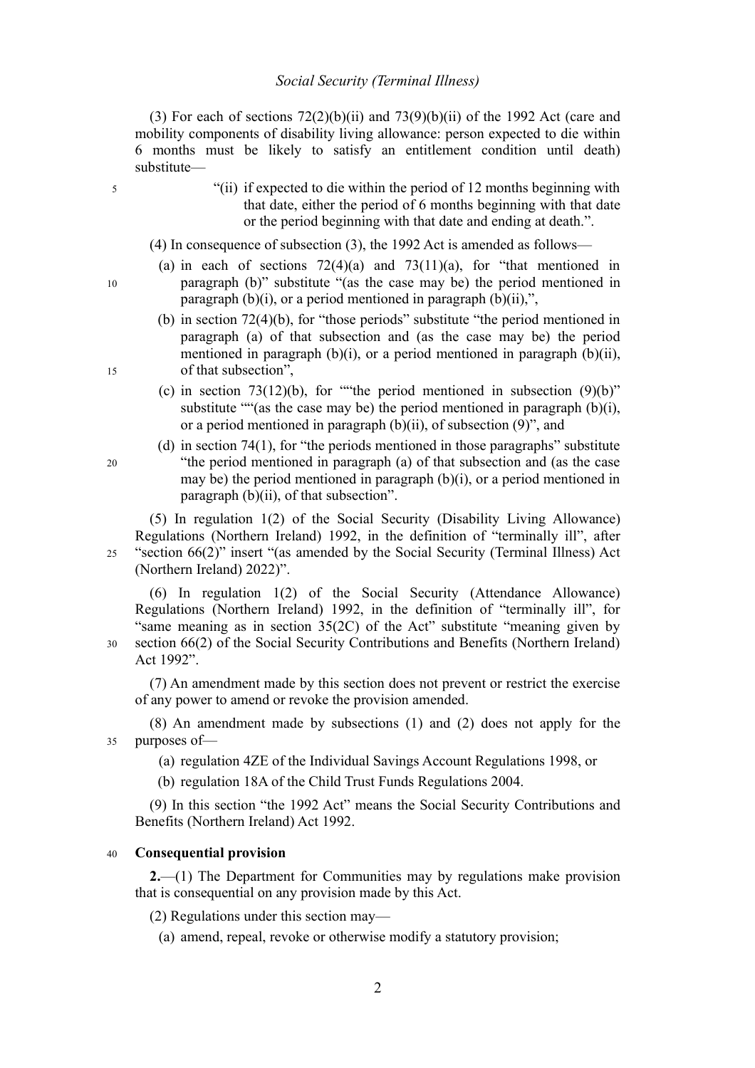(3) For each of sections 72(2)(b)(ii) and 73(9)(b)(ii) of the 1992 Act (care and mobility components of disability living allowance: person expected to die within 6 months must be likely to satisfy an entitlement condition until death) substitute—

> "(ii) if expected to die within the period of 12 months beginning with that date, either the period of 6 months beginning with that date or the period beginning with that date and ending at death.".

(4) In consequence of subsection (3), the 1992 Act is amended as follows—

- (a) in each of sections 72(4)(a) and 73(11)(a), for "that mentioned in paragraph (b)" substitute "(as the case may be) the period mentioned in paragraph (b)(i), or a period mentioned in paragraph (b)(ii),",
- (b) in section 72(4)(b), for "those periods" substitute "the period mentioned in paragraph (a) of that subsection and (as the case may be) the period mentioned in paragraph (b)(i), or a period mentioned in paragraph (b)(ii), of that subsection",
- (c) in section 73(12)(b), for ""the period mentioned in subsection (9)(b)" substitute ""(as the case may be) the period mentioned in paragraph (b)(i), or a period mentioned in paragraph (b)(ii), of subsection (9)", and
- (d) in section 74(1), for "the periods mentioned in those paragraphs" substitute "the period mentioned in paragraph (a) of that subsection and (as the case may be) the period mentioned in paragraph (b)(i), or a period mentioned in paragraph (b)(ii), of that subsection".

(5) In regulation 1(2) of the Social Security (Disability Living Allowance) Regulations (Northern Ireland) 1992, in the definition of "terminally ill", after "section 66(2)" insert "(as amended by the Social Security (Terminal Illness) Act (Northern Ireland) 2022)".

(6) In regulation 1(2) of the Social Security (Attendance Allowance) Regulations (Northern Ireland) 1992, in the definition of "terminally ill", for "same meaning as in section 35(2C) of the Act" substitute "meaning given by section 66(2) of the Social Security Contributions and Benefits (Northern Ireland) Act 1992".

(7) An amendment made by this section does not prevent or restrict the exercise of any power to amend or revoke the provision amended.

(8) An amendment made by subsections (1) and (2) does not apply for the purposes of—

- (a) regulation 4ZE of the Individual Savings Account Regulations 1998, or
- (b) regulation 18A of the Child Trust Funds Regulations 2004.

(9) In this section "the 1992 Act" means the Social Security Contributions and Benefits (Northern Ireland) Act 1992.

### Consequential provision

**2.**—(1) The Department for Communities may by regulations make provision that is consequential on any provision made by this Act.

(2) Regulations under this section may—

- (a) amend, repeal, revoke or otherwise modify a statutory provision;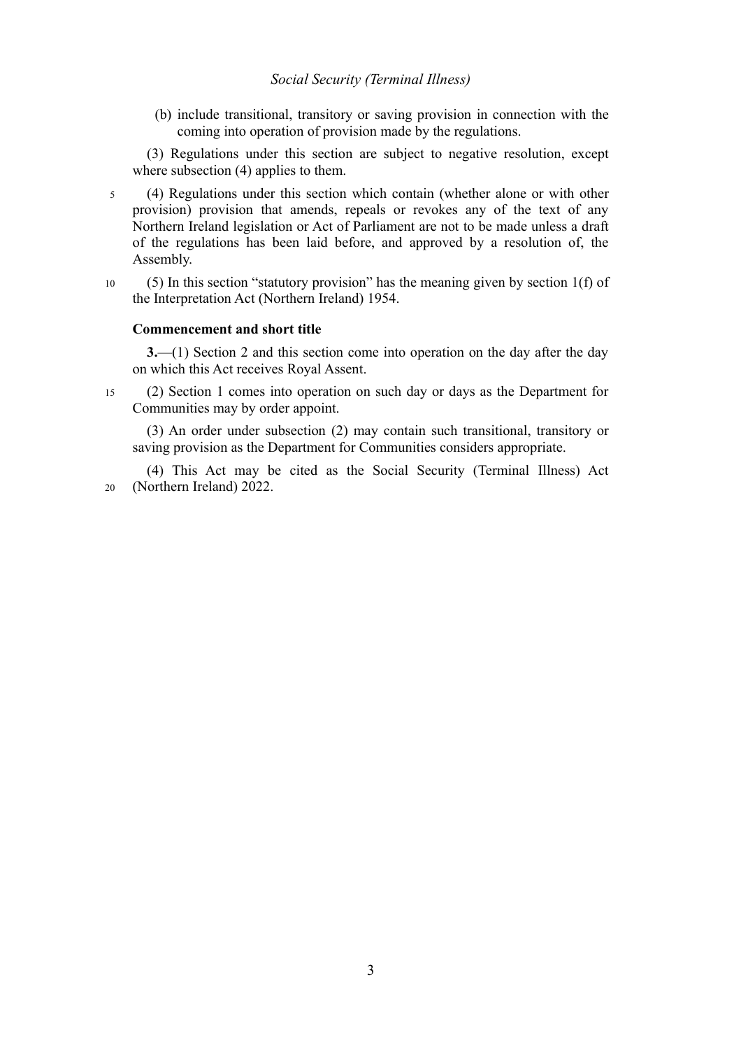(b) include transitional, transitory or saving provision in connection with the coming into operation of provision made by the regulations.

(3) Regulations under this section are subject to negative resolution, except where subsection (4) applies to them.

(4) Regulations under this section which contain (whether alone or with other provision) provision that amends, repeals or revokes any of the text of any Northern Ireland legislation or Act of Parliament are not to be made unless a draft of the regulations has been laid before, and approved by a resolution of, the Assembly.

(5) In this section "statutory provision" has the meaning given by section 1(f) of the Interpretation Act (Northern Ireland) 1954.

**Commencement and short title**

**3.**—(1) Section 2 and this section come into operation on the day after the day on which this Act receives Royal Assent.

(2) Section 1 comes into operation on such day or days as the Department for Communities may by order appoint.

(3) An order under subsection (2) may contain such transitional, transitory or saving provision as the Department for Communities considers appropriate.

(4) This Act may be cited as the Social Security (Terminal Illness) Act (Northern Ireland) 2022.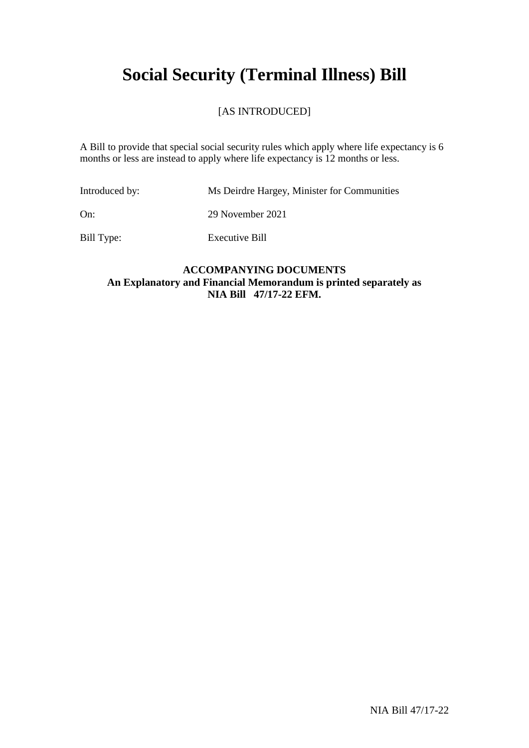# Social Security (Terminal Illness) Bill

[AS INTRODUCED]

A Bill to provide that special social security rules which apply where life expectancy is 6 months or less are instead to apply where life expectancy is 12 months or less.

Introduced by: Ms Deirdre Hargey, Minister for Communities

On: 29 November 2021

Bill Type: Executive Bill

**ACCOMPANYING DOCUMENTS**
**An Explanatory and Financial Memorandum is printed separately as NIA Bill 47/17-22 EFM.**

NIA Bill 47/17-22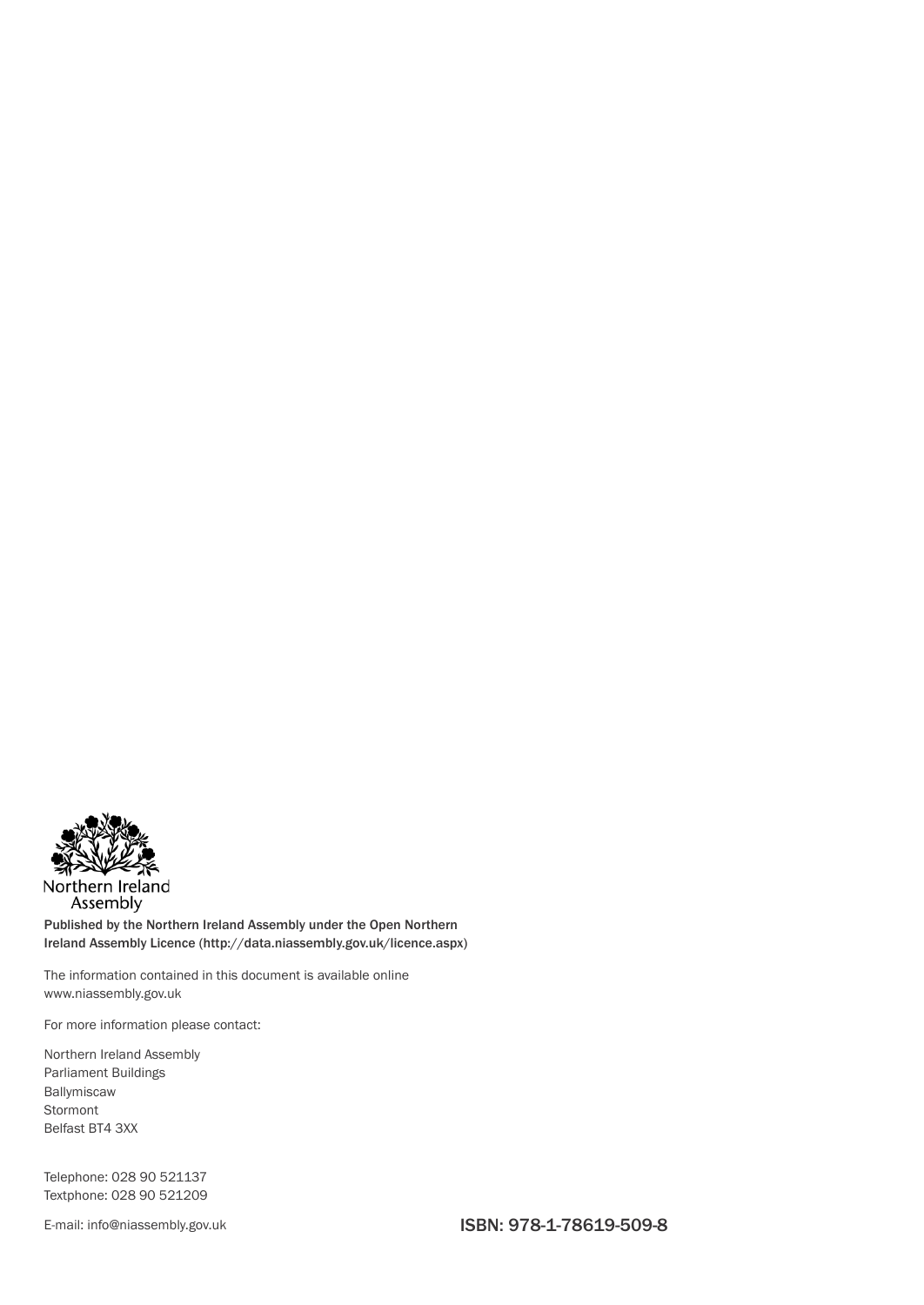Northern Ireland Assembly

Published by the Northern Ireland Assembly under the Open Northern Ireland Assembly Licence (http://data.niassembly.gov.uk/licence.aspx)

The information contained in this document is available online www.niassembly.gov.uk

For more information please contact:

Northern Ireland Assembly
Parliament Buildings
Ballymiscaw
Stormont
Belfast BT4 3XX

Telephone: 028 90 521137
Textphone: 028 90 521209

E-mail: info@niassembly.gov.uk

ISBN: 978-1-78619-509-8